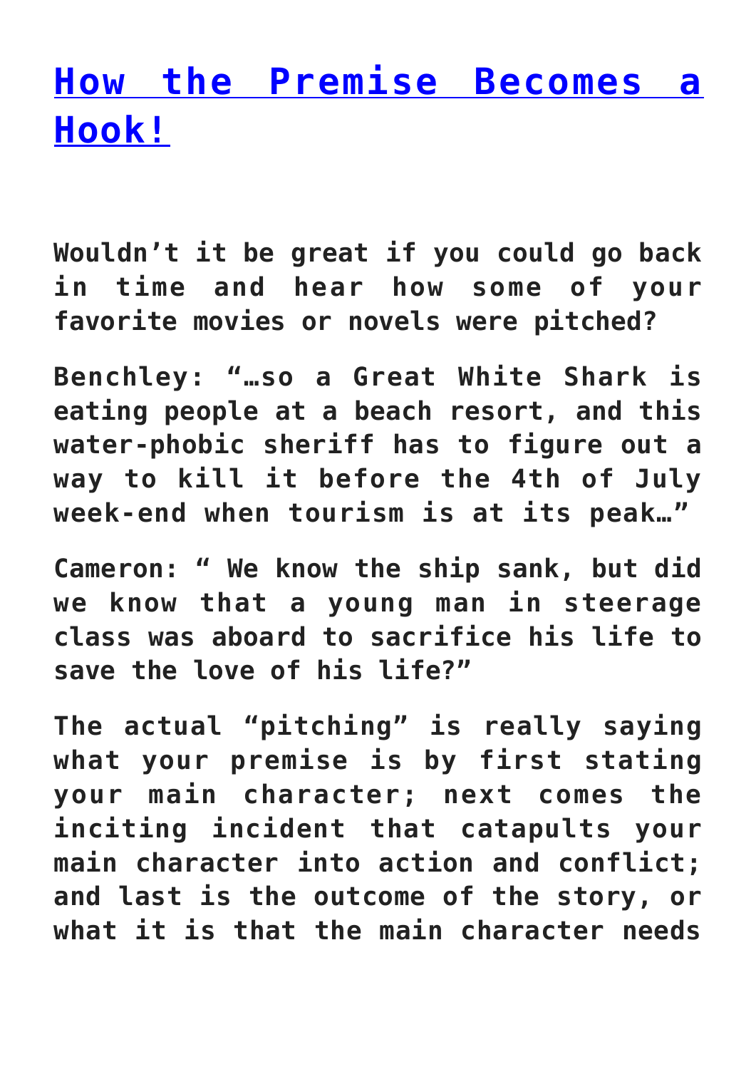# [How the Premise Becomes a Hook!]

**Wouldn't it be great if you could go back in time and hear how some of your favorite movies or novels were pitched?**

**Benchley: "…so a Great White Shark is eating people at a beach resort, and this water-phobic sheriff has to figure out a way to kill it before the 4th of July week-end when tourism is at its peak…"**

**Cameron: " We know the ship sank, but did we know that a young man in steerage class was aboard to sacrifice his life to save the love of his life?"**

**The actual "pitching" is really saying what your premise is by first stating your main character; next comes the inciting incident that catapults your main character into action and conflict; and last is the outcome of the story, or what it is that the main character needs**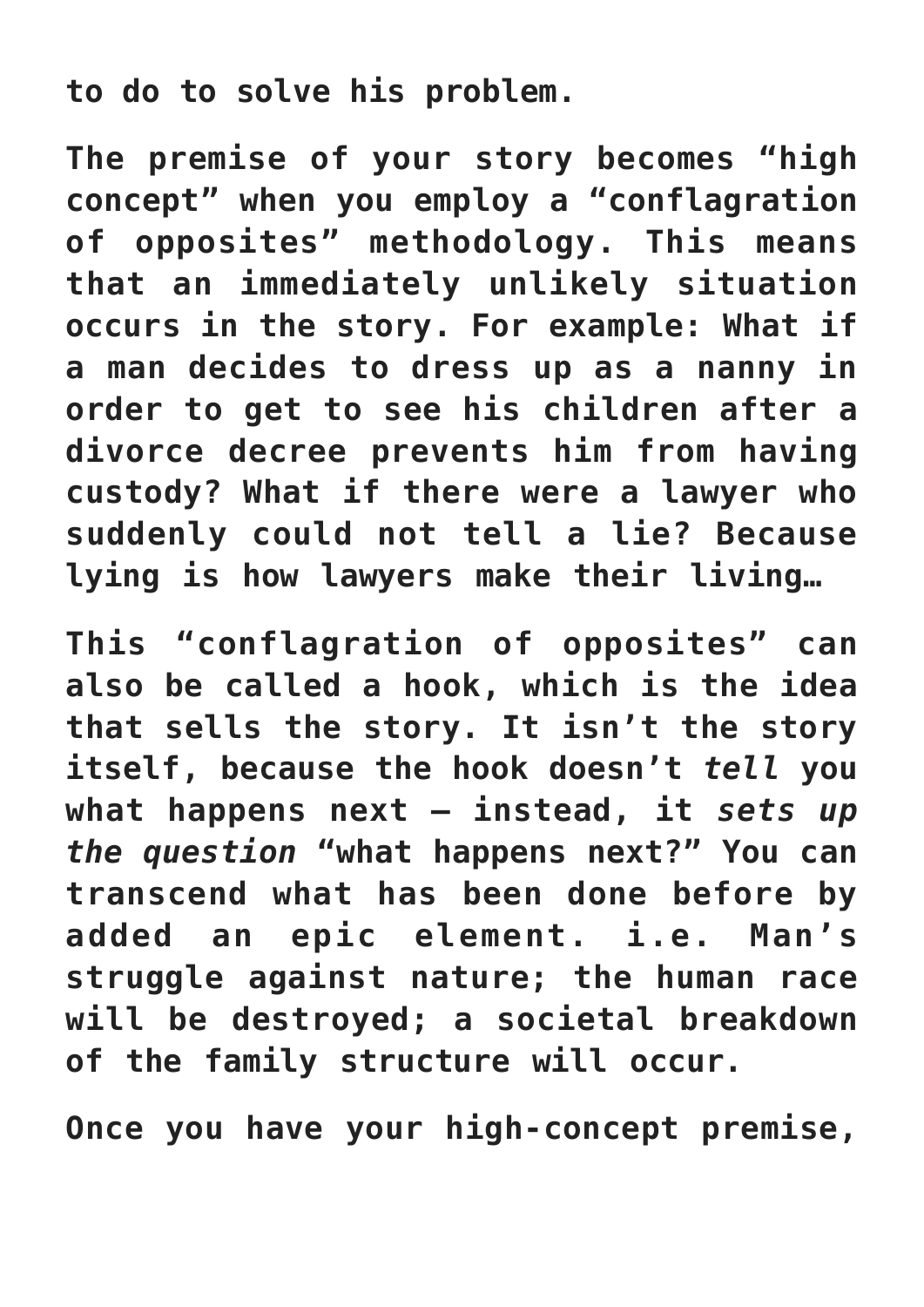**to do to solve his problem.**

**The premise of your story becomes "high concept" when you employ a "conflagration of opposites" methodology. This means that an immediately unlikely situation occurs in the story. For example: What if a man decides to dress up as a nanny in order to get to see his children after a divorce decree prevents him from having custody? What if there were a lawyer who suddenly could not tell a lie? Because lying is how lawyers make their living…**

**This "conflagration of opposites" can also be called a hook, which is the idea that sells the story. It isn't the story itself, because the hook doesn't *tell* you what happens next – instead, it *sets up the question* "what happens next?" You can transcend what has been done before by added an epic element. i.e. Man's struggle against nature; the human race will be destroyed; a societal breakdown of the family structure will occur.**

**Once you have your high-concept premise,**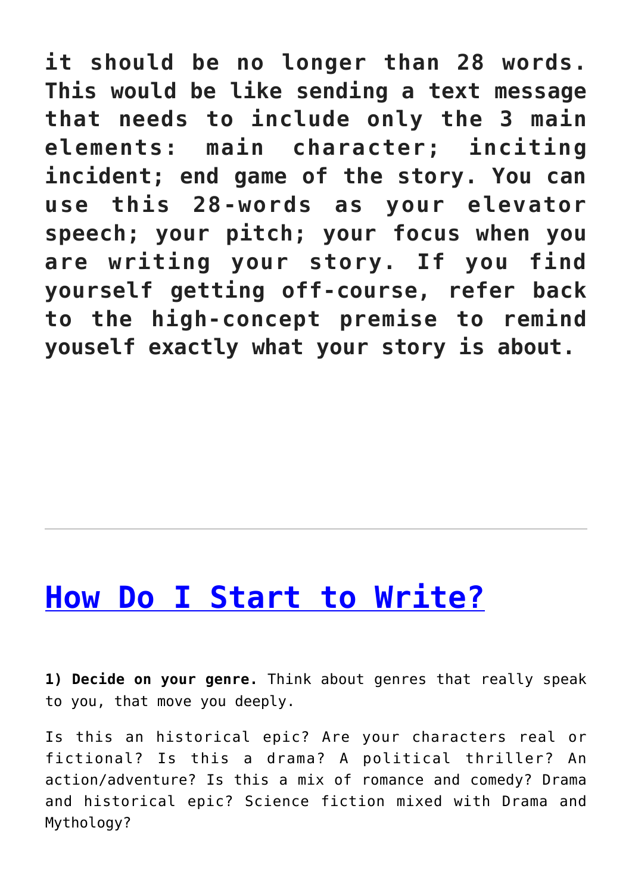**it should be no longer than 28 words. This would be like sending a text message that needs to include only the 3 main elements: main character; inciting incident; end game of the story. You can use this 28-words as your elevator speech; your pitch; your focus when you are writing your story. If you find yourself getting off-course, refer back to the high-concept premise to remind youself exactly what your story is about.**

---

## How Do I Start to Write?

**1) Decide on your genre.** Think about genres that really speak to you, that move you deeply.

Is this an historical epic? Are your characters real or fictional? Is this a drama? A political thriller? An action/adventure? Is this a mix of romance and comedy? Drama and historical epic? Science fiction mixed with Drama and Mythology?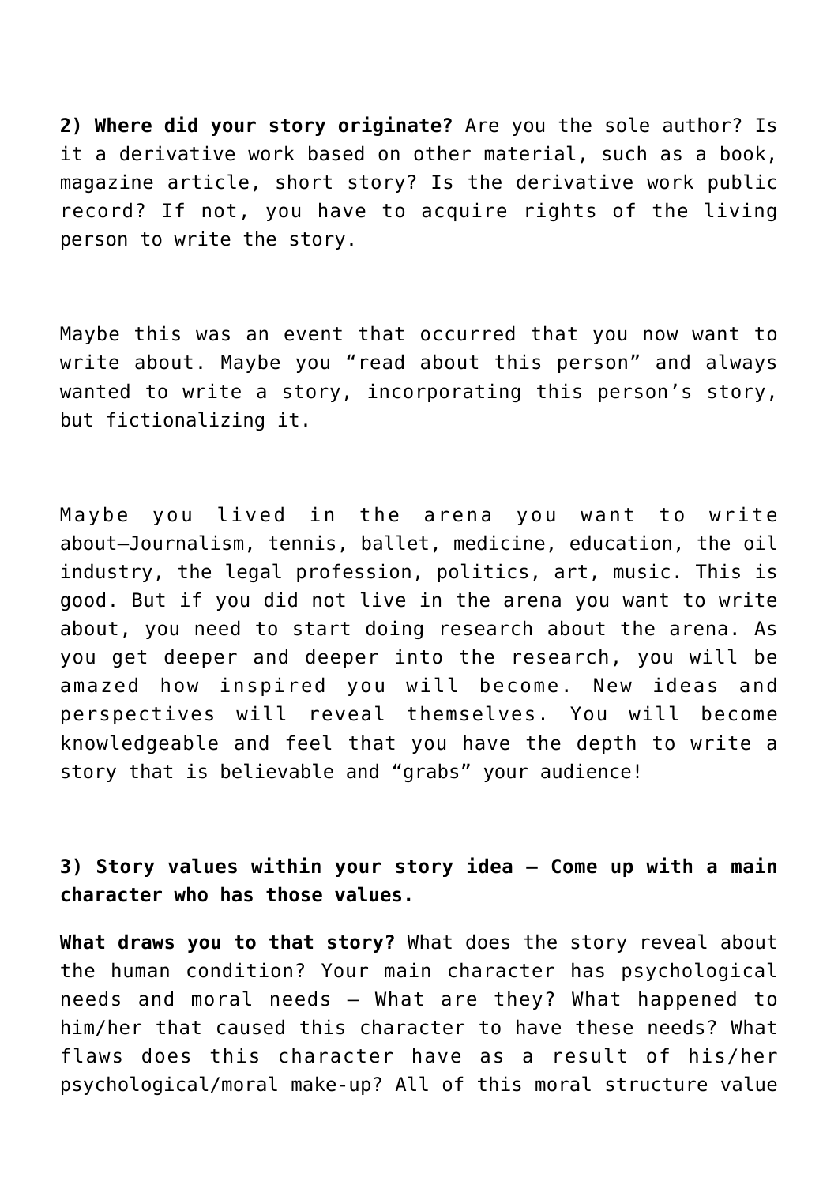**2) Where did your story originate?** Are you the sole author? Is it a derivative work based on other material, such as a book, magazine article, short story? Is the derivative work public record? If not, you have to acquire rights of the living person to write the story.

Maybe this was an event that occurred that you now want to write about. Maybe you "read about this person" and always wanted to write a story, incorporating this person's story, but fictionalizing it.

Maybe you lived in the arena you want to write about—Journalism, tennis, ballet, medicine, education, the oil industry, the legal profession, politics, art, music. This is good. But if you did not live in the arena you want to write about, you need to start doing research about the arena. As you get deeper and deeper into the research, you will be amazed how inspired you will become. New ideas and perspectives will reveal themselves. You will become knowledgeable and feel that you have the depth to write a story that is believable and "grabs" your audience!

**3) Story values within your story idea – Come up with a main character who has those values.**

**What draws you to that story?** What does the story reveal about the human condition? Your main character has psychological needs and moral needs – What are they? What happened to him/her that caused this character to have these needs? What flaws does this character have as a result of his/her psychological/moral make-up? All of this moral structure value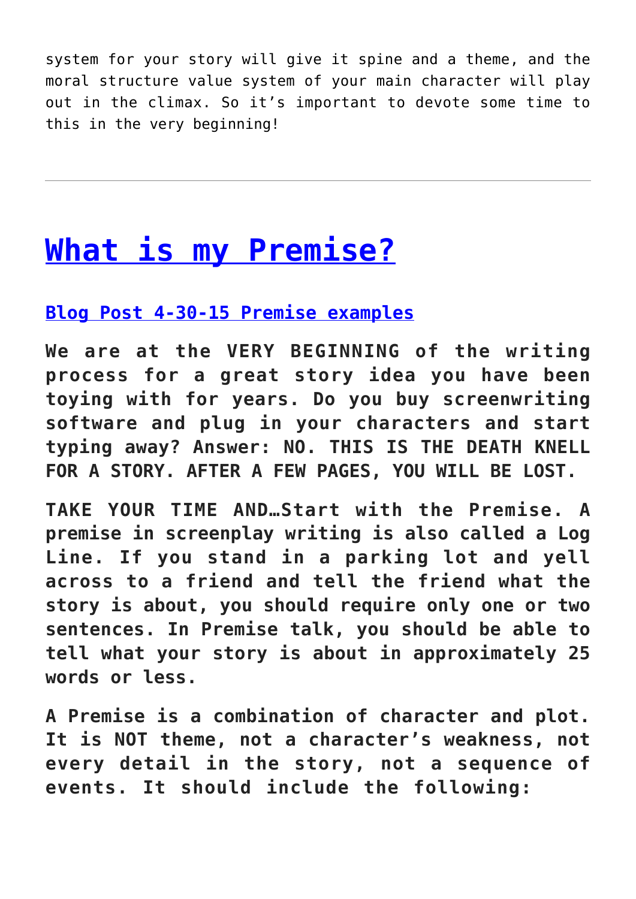system for your story will give it spine and a theme, and the moral structure value system of your main character will play out in the climax. So it's important to devote some time to this in the very beginning!

---

# [What is my Premise?](#)

### [Blog Post 4-30-15 Premise examples](#)

**We are at the VERY BEGINNING of the writing process for a great story idea you have been toying with for years. Do you buy screenwriting software and plug in your characters and start typing away? Answer: NO. THIS IS THE DEATH KNELL FOR A STORY. AFTER A FEW PAGES, YOU WILL BE LOST.**

**TAKE YOUR TIME AND…Start with the Premise. A premise in screenplay writing is also called a Log Line. If you stand in a parking lot and yell across to a friend and tell the friend what the story is about, you should require only one or two sentences. In Premise talk, you should be able to tell what your story is about in approximately 25 words or less.**

**A Premise is a combination of character and plot. It is NOT theme, not a character's weakness, not every detail in the story, not a sequence of events. It should include the following:**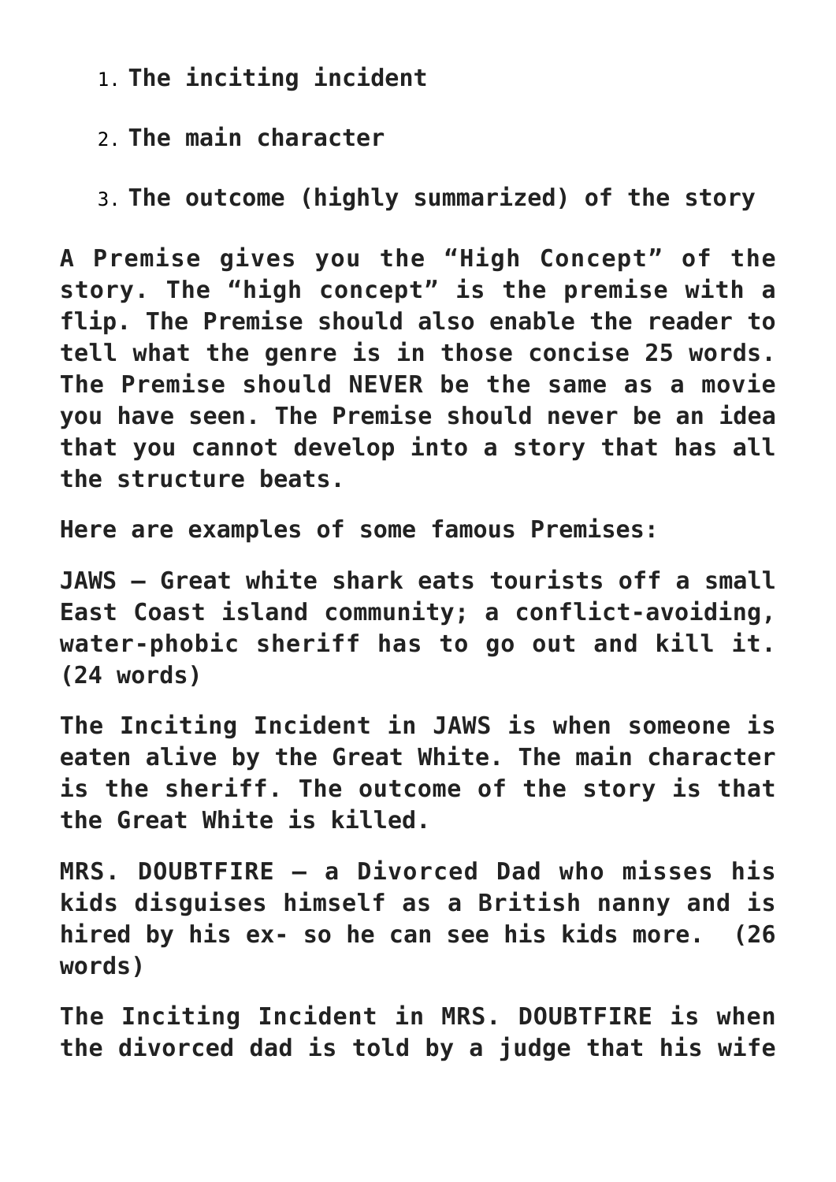1. **The inciting incident**
2. **The main character**
3. **The outcome (highly summarized) of the story**

**A Premise gives you the "High Concept" of the story. The "high concept" is the premise with a flip. The Premise should also enable the reader to tell what the genre is in those concise 25 words. The Premise should NEVER be the same as a movie you have seen. The Premise should never be an idea that you cannot develop into a story that has all the structure beats.**

**Here are examples of some famous Premises:**

**JAWS – Great white shark eats tourists off a small East Coast island community; a conflict-avoiding, water-phobic sheriff has to go out and kill it. (24 words)**

**The Inciting Incident in JAWS is when someone is eaten alive by the Great White. The main character is the sheriff. The outcome of the story is that the Great White is killed.**

**MRS. DOUBTFIRE – a Divorced Dad who misses his kids disguises himself as a British nanny and is hired by his ex- so he can see his kids more. (26 words)**

**The Inciting Incident in MRS. DOUBTFIRE is when the divorced dad is told by a judge that his wife**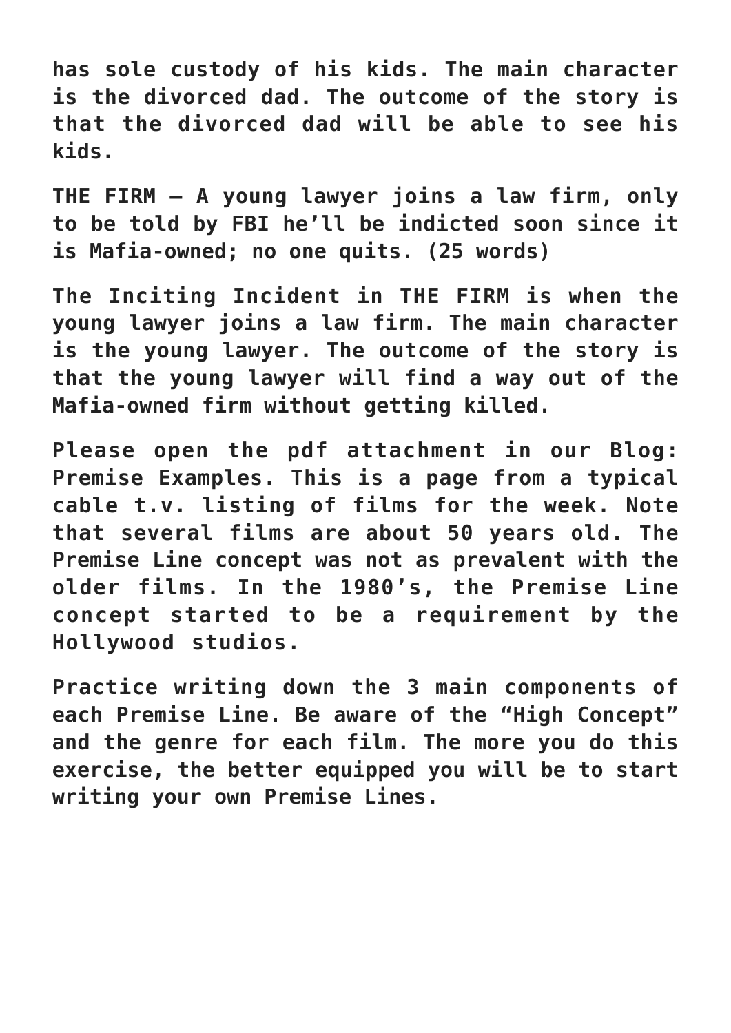has sole custody of his kids. The main character is the divorced dad. The outcome of the story is that the divorced dad will be able to see his kids.

THE FIRM – A young lawyer joins a law firm, only to be told by FBI he'll be indicted soon since it is Mafia-owned; no one quits. (25 words)

The Inciting Incident in THE FIRM is when the young lawyer joins a law firm. The main character is the young lawyer. The outcome of the story is that the young lawyer will find a way out of the Mafia-owned firm without getting killed.

Please open the pdf attachment in our Blog: Premise Examples. This is a page from a typical cable t.v. listing of films for the week. Note that several films are about 50 years old. The Premise Line concept was not as prevalent with the older films. In the 1980's, the Premise Line concept started to be a requirement by the Hollywood studios.

Practice writing down the 3 main components of each Premise Line. Be aware of the "High Concept" and the genre for each film. The more you do this exercise, the better equipped you will be to start writing your own Premise Lines.